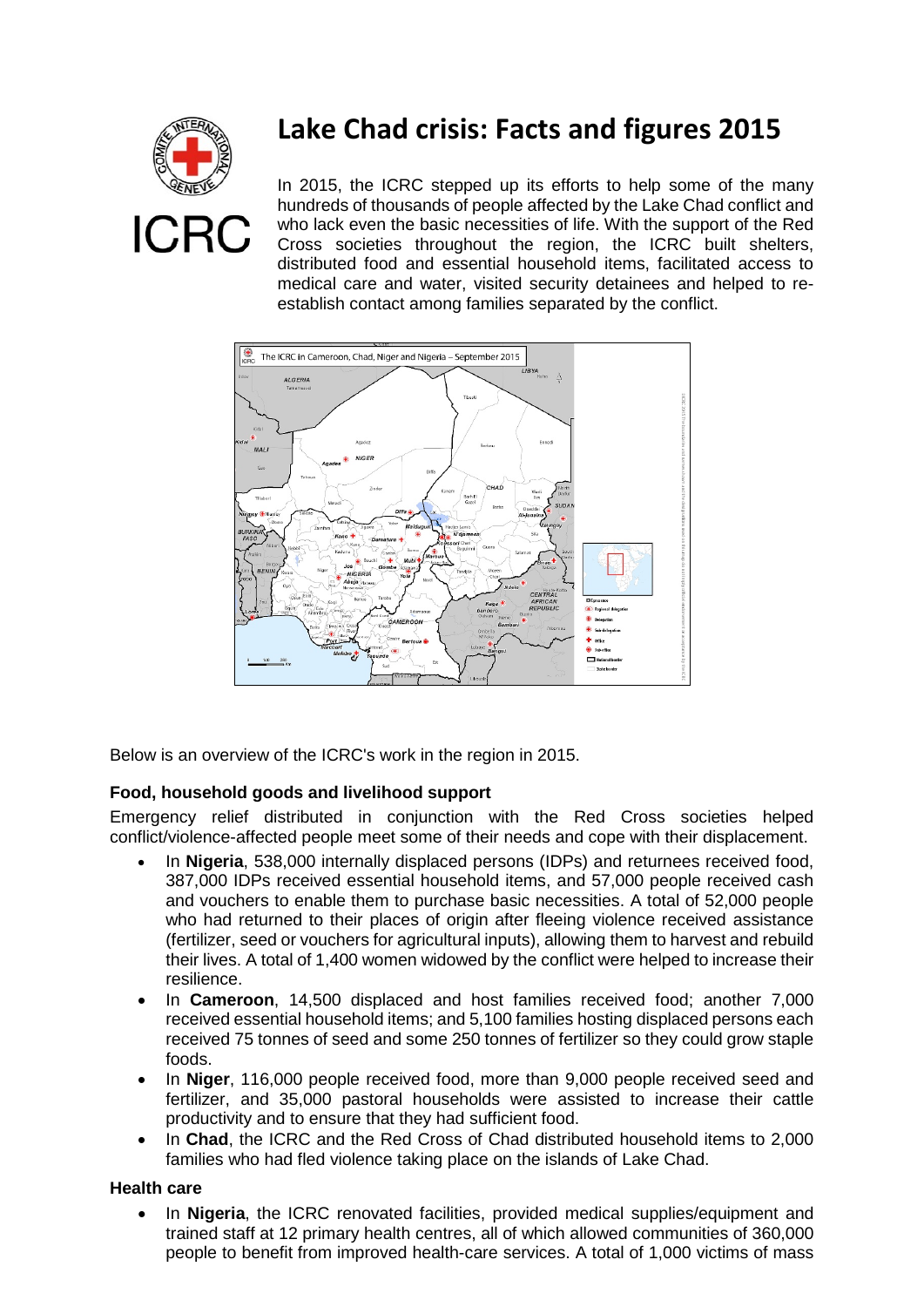# Lake Chad crisis: Facts and figures 2015

In 2015, the ICRC stepped up its efforts to help some of the many hundreds of thousands of people affected by the Lake Chad conflict and who lack even the basic necessities of life. With the support of the Red Cross societies throughout the region, the ICRC built shelters, distributed food and essential household items, facilitated access to medical care and water, visited security detainees and helped to re-establish contact among families separated by the conflict.

Below is an overview of the ICRC's work in the region in 2015.

### Food, household goods and livelihood support

Emergency relief distributed in conjunction with the Red Cross societies helped conflict/violence-affected people meet some of their needs and cope with their displacement.

- In **Nigeria**, 538,000 internally displaced persons (IDPs) and returnees received food, 387,000 IDPs received essential household items, and 57,000 people received cash and vouchers to enable them to purchase basic necessities. A total of 52,000 people who had returned to their places of origin after fleeing violence received assistance (fertilizer, seed or vouchers for agricultural inputs), allowing them to harvest and rebuild their lives. A total of 1,400 women widowed by the conflict were helped to increase their resilience.
- In **Cameroon**, 14,500 displaced and host families received food; another 7,000 received essential household items; and 5,100 families hosting displaced persons each received 75 tonnes of seed and some 250 tonnes of fertilizer so they could grow staple foods.
- In **Niger**, 116,000 people received food, more than 9,000 people received seed and fertilizer, and 35,000 pastoral households were assisted to increase their cattle productivity and to ensure that they had sufficient food.
- In **Chad**, the ICRC and the Red Cross of Chad distributed household items to 2,000 families who had fled violence taking place on the islands of Lake Chad.

### Health care

- In **Nigeria**, the ICRC renovated facilities, provided medical supplies/equipment and trained staff at 12 primary health centres, all of which allowed communities of 360,000 people to benefit from improved health-care services. A total of 1,000 victims of mass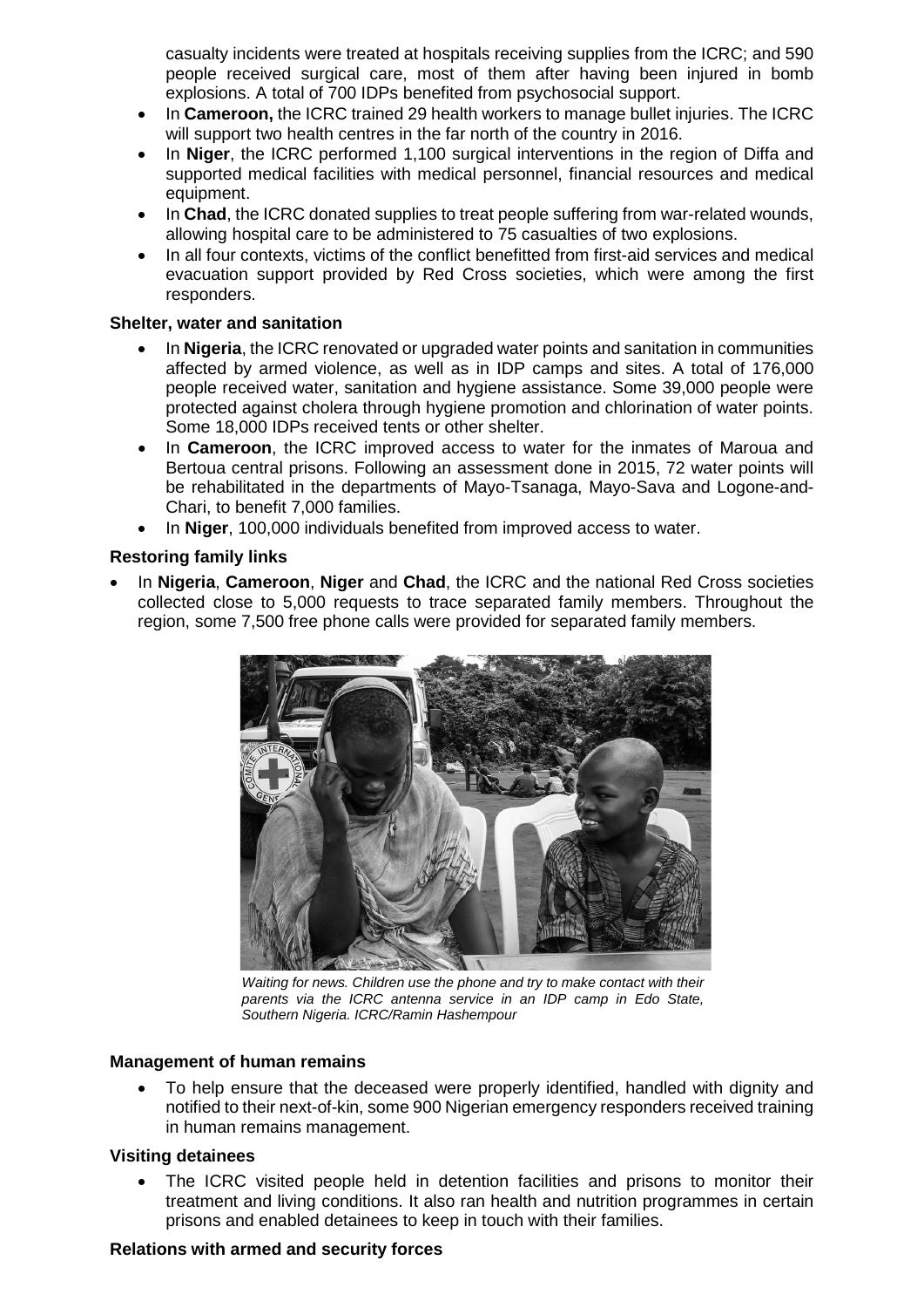casualty incidents were treated at hospitals receiving supplies from the ICRC; and 590 people received surgical care, most of them after having been injured in bomb explosions. A total of 700 IDPs benefited from psychosocial support.

- In **Cameroon,** the ICRC trained 29 health workers to manage bullet injuries. The ICRC will support two health centres in the far north of the country in 2016.
- In **Niger**, the ICRC performed 1,100 surgical interventions in the region of Diffa and supported medical facilities with medical personnel, financial resources and medical equipment.
- In **Chad**, the ICRC donated supplies to treat people suffering from war-related wounds, allowing hospital care to be administered to 75 casualties of two explosions.
- In all four contexts, victims of the conflict benefitted from first-aid services and medical evacuation support provided by Red Cross societies, which were among the first responders.

**Shelter, water and sanitation**

- In **Nigeria**, the ICRC renovated or upgraded water points and sanitation in communities affected by armed violence, as well as in IDP camps and sites. A total of 176,000 people received water, sanitation and hygiene assistance. Some 39,000 people were protected against cholera through hygiene promotion and chlorination of water points. Some 18,000 IDPs received tents or other shelter.
- In **Cameroon**, the ICRC improved access to water for the inmates of Maroua and Bertoua central prisons. Following an assessment done in 2015, 72 water points will be rehabilitated in the departments of Mayo-Tsanaga, Mayo-Sava and Logone-and-Chari, to benefit 7,000 families.
- In **Niger**, 100,000 individuals benefited from improved access to water.

**Restoring family links**

- In **Nigeria**, **Cameroon**, **Niger** and **Chad**, the ICRC and the national Red Cross societies collected close to 5,000 requests to trace separated family members. Throughout the region, some 7,500 free phone calls were provided for separated family members.

*Waiting for news. Children use the phone and try to make contact with their parents via the ICRC antenna service in an IDP camp in Edo State, Southern Nigeria. ICRC/Ramin Hashempour*

**Management of human remains**

- To help ensure that the deceased were properly identified, handled with dignity and notified to their next-of-kin, some 900 Nigerian emergency responders received training in human remains management.

**Visiting detainees**

- The ICRC visited people held in detention facilities and prisons to monitor their treatment and living conditions. It also ran health and nutrition programmes in certain prisons and enabled detainees to keep in touch with their families.

**Relations with armed and security forces**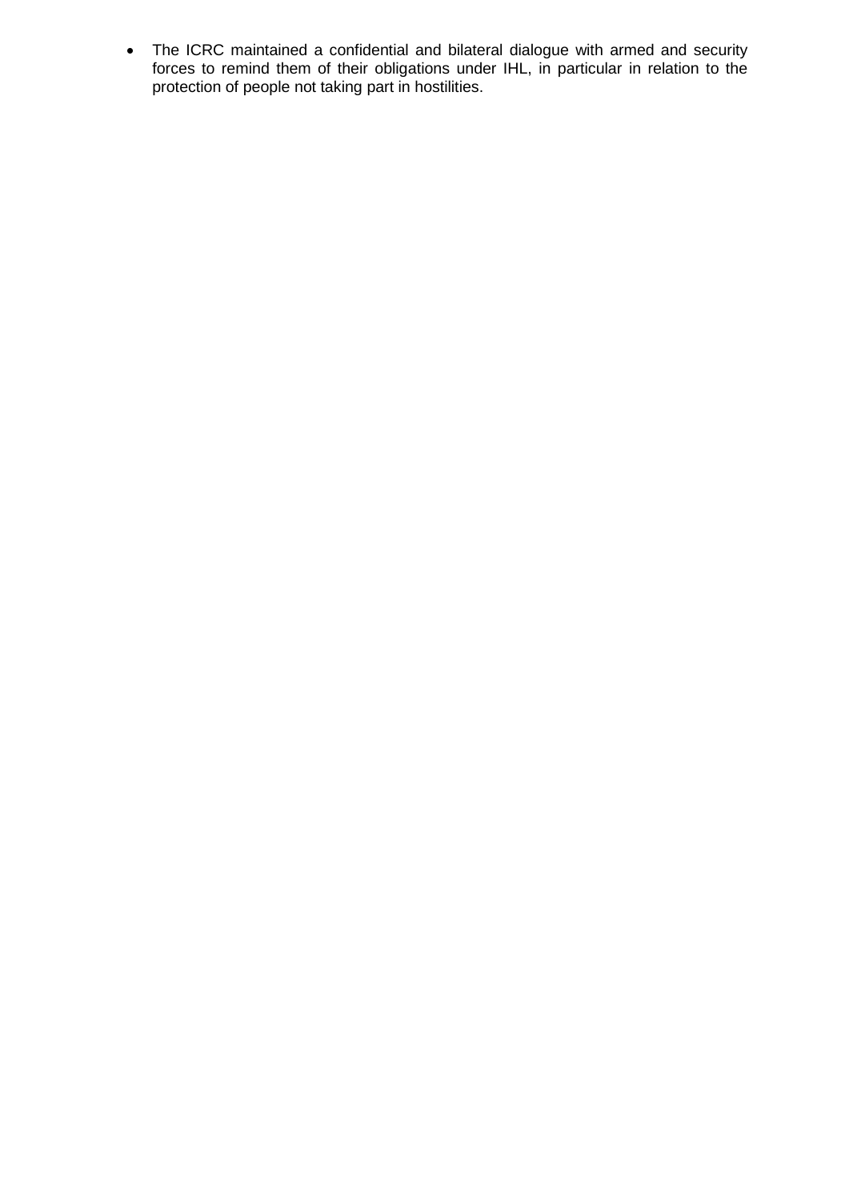- The ICRC maintained a confidential and bilateral dialogue with armed and security forces to remind them of their obligations under IHL, in particular in relation to the protection of people not taking part in hostilities.